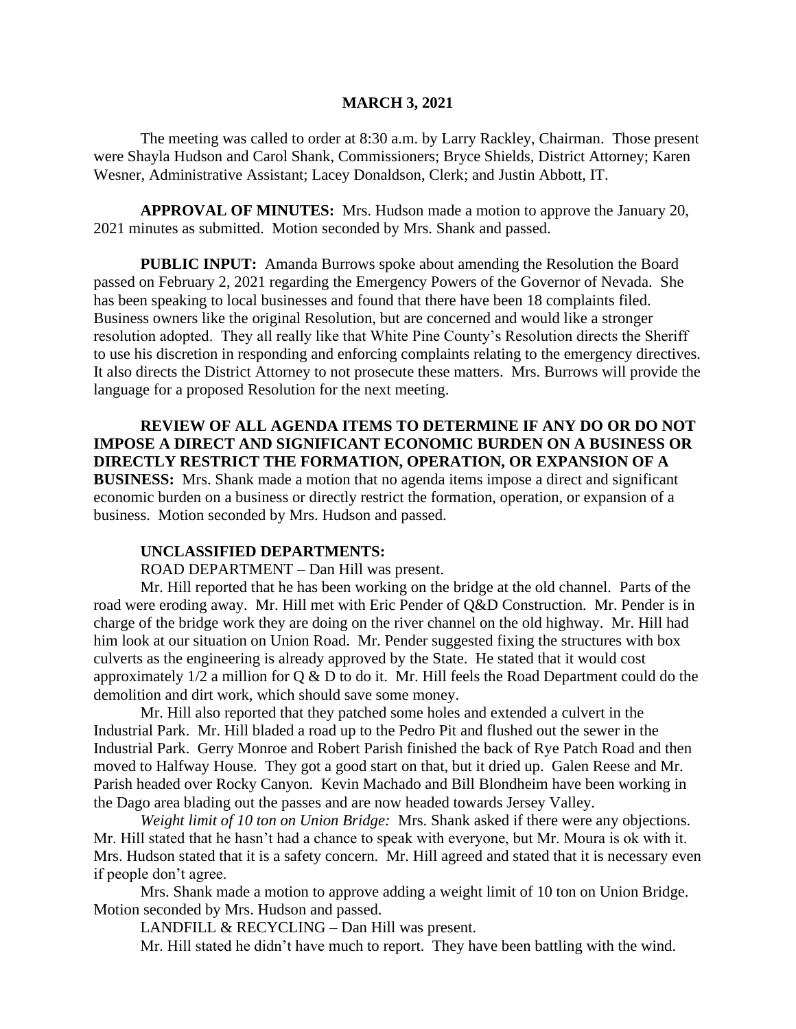**MARCH 3, 2021**

The meeting was called to order at 8:30 a.m. by Larry Rackley, Chairman. Those present were Shayla Hudson and Carol Shank, Commissioners; Bryce Shields, District Attorney; Karen Wesner, Administrative Assistant; Lacey Donaldson, Clerk; and Justin Abbott, IT.

**APPROVAL OF MINUTES:** Mrs. Hudson made a motion to approve the January 20, 2021 minutes as submitted. Motion seconded by Mrs. Shank and passed.

**PUBLIC INPUT:** Amanda Burrows spoke about amending the Resolution the Board passed on February 2, 2021 regarding the Emergency Powers of the Governor of Nevada. She has been speaking to local businesses and found that there have been 18 complaints filed. Business owners like the original Resolution, but are concerned and would like a stronger resolution adopted. They all really like that White Pine County's Resolution directs the Sheriff to use his discretion in responding and enforcing complaints relating to the emergency directives. It also directs the District Attorney to not prosecute these matters. Mrs. Burrows will provide the language for a proposed Resolution for the next meeting.

**REVIEW OF ALL AGENDA ITEMS TO DETERMINE IF ANY DO OR DO NOT IMPOSE A DIRECT AND SIGNIFICANT ECONOMIC BURDEN ON A BUSINESS OR DIRECTLY RESTRICT THE FORMATION, OPERATION, OR EXPANSION OF A BUSINESS:** Mrs. Shank made a motion that no agenda items impose a direct and significant economic burden on a business or directly restrict the formation, operation, or expansion of a business. Motion seconded by Mrs. Hudson and passed.

**UNCLASSIFIED DEPARTMENTS:**

ROAD DEPARTMENT – Dan Hill was present.

Mr. Hill reported that he has been working on the bridge at the old channel. Parts of the road were eroding away. Mr. Hill met with Eric Pender of Q&D Construction. Mr. Pender is in charge of the bridge work they are doing on the river channel on the old highway. Mr. Hill had him look at our situation on Union Road. Mr. Pender suggested fixing the structures with box culverts as the engineering is already approved by the State. He stated that it would cost approximately 1/2 a million for Q & D to do it. Mr. Hill feels the Road Department could do the demolition and dirt work, which should save some money.

Mr. Hill also reported that they patched some holes and extended a culvert in the Industrial Park. Mr. Hill bladed a road up to the Pedro Pit and flushed out the sewer in the Industrial Park. Gerry Monroe and Robert Parish finished the back of Rye Patch Road and then moved to Halfway House. They got a good start on that, but it dried up. Galen Reese and Mr. Parish headed over Rocky Canyon. Kevin Machado and Bill Blondheim have been working in the Dago area blading out the passes and are now headed towards Jersey Valley.

*Weight limit of 10 ton on Union Bridge:* Mrs. Shank asked if there were any objections. Mr. Hill stated that he hasn't had a chance to speak with everyone, but Mr. Moura is ok with it. Mrs. Hudson stated that it is a safety concern. Mr. Hill agreed and stated that it is necessary even if people don't agree.

Mrs. Shank made a motion to approve adding a weight limit of 10 ton on Union Bridge. Motion seconded by Mrs. Hudson and passed.

LANDFILL & RECYCLING – Dan Hill was present.

Mr. Hill stated he didn't have much to report. They have been battling with the wind.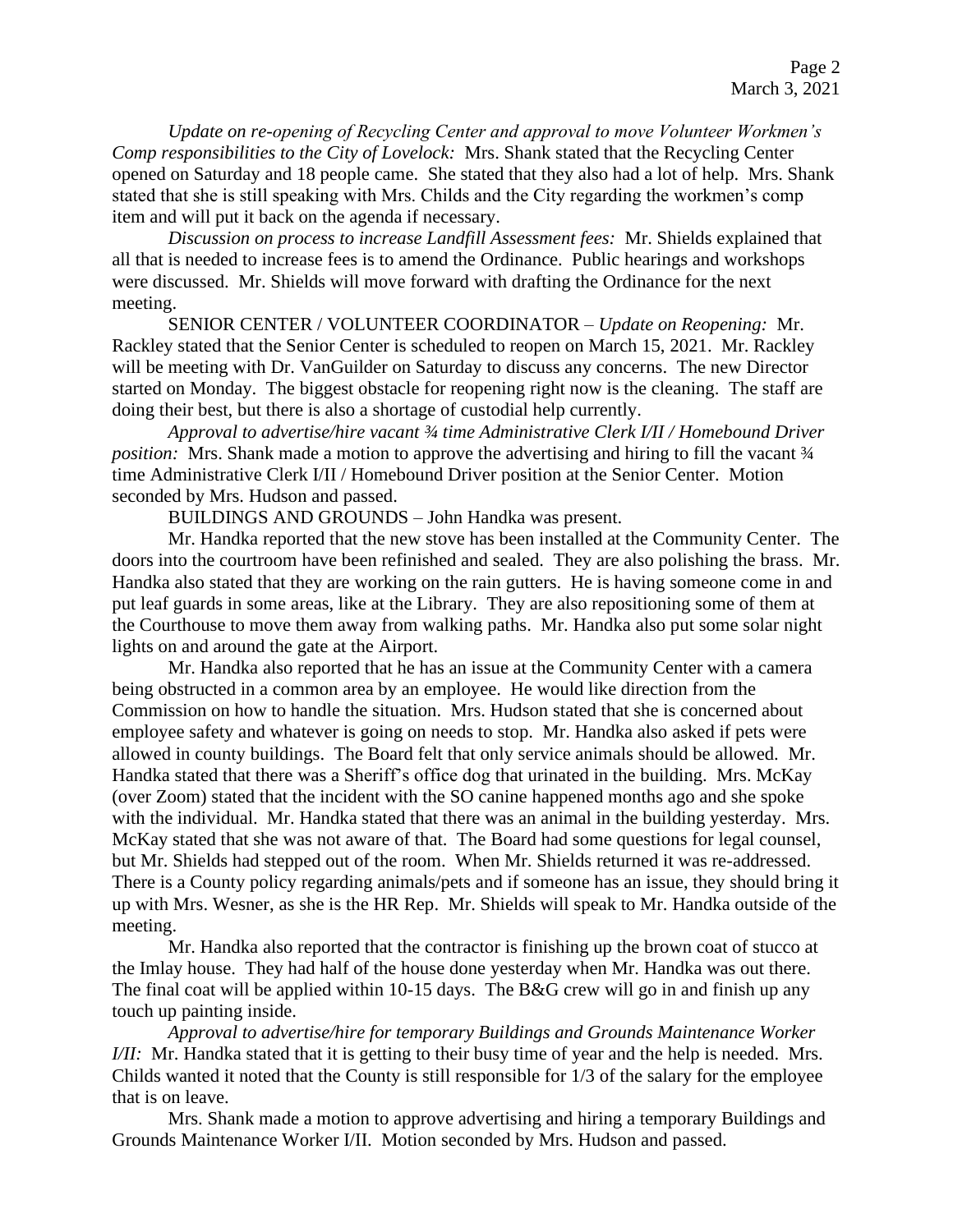*Update on re-opening of Recycling Center and approval to move Volunteer Workmen's Comp responsibilities to the City of Lovelock:* Mrs. Shank stated that the Recycling Center opened on Saturday and 18 people came. She stated that they also had a lot of help. Mrs. Shank stated that she is still speaking with Mrs. Childs and the City regarding the workmen's comp item and will put it back on the agenda if necessary.

*Discussion on process to increase Landfill Assessment fees:* Mr. Shields explained that all that is needed to increase fees is to amend the Ordinance. Public hearings and workshops were discussed. Mr. Shields will move forward with drafting the Ordinance for the next meeting.

SENIOR CENTER / VOLUNTEER COORDINATOR – *Update on Reopening:* Mr. Rackley stated that the Senior Center is scheduled to reopen on March 15, 2021. Mr. Rackley will be meeting with Dr. VanGuilder on Saturday to discuss any concerns. The new Director started on Monday. The biggest obstacle for reopening right now is the cleaning. The staff are doing their best, but there is also a shortage of custodial help currently.

*Approval to advertise/hire vacant ¾ time Administrative Clerk I/II / Homebound Driver position:* Mrs. Shank made a motion to approve the advertising and hiring to fill the vacant ¾ time Administrative Clerk I/II / Homebound Driver position at the Senior Center. Motion seconded by Mrs. Hudson and passed.

BUILDINGS AND GROUNDS – John Handka was present.

Mr. Handka reported that the new stove has been installed at the Community Center. The doors into the courtroom have been refinished and sealed. They are also polishing the brass. Mr. Handka also stated that they are working on the rain gutters. He is having someone come in and put leaf guards in some areas, like at the Library. They are also repositioning some of them at the Courthouse to move them away from walking paths. Mr. Handka also put some solar night lights on and around the gate at the Airport.

Mr. Handka also reported that he has an issue at the Community Center with a camera being obstructed in a common area by an employee. He would like direction from the Commission on how to handle the situation. Mrs. Hudson stated that she is concerned about employee safety and whatever is going on needs to stop. Mr. Handka also asked if pets were allowed in county buildings. The Board felt that only service animals should be allowed. Mr. Handka stated that there was a Sheriff's office dog that urinated in the building. Mrs. McKay (over Zoom) stated that the incident with the SO canine happened months ago and she spoke with the individual. Mr. Handka stated that there was an animal in the building yesterday. Mrs. McKay stated that she was not aware of that. The Board had some questions for legal counsel, but Mr. Shields had stepped out of the room. When Mr. Shields returned it was re-addressed. There is a County policy regarding animals/pets and if someone has an issue, they should bring it up with Mrs. Wesner, as she is the HR Rep. Mr. Shields will speak to Mr. Handka outside of the meeting.

Mr. Handka also reported that the contractor is finishing up the brown coat of stucco at the Imlay house. They had half of the house done yesterday when Mr. Handka was out there. The final coat will be applied within 10-15 days. The B&G crew will go in and finish up any touch up painting inside.

*Approval to advertise/hire for temporary Buildings and Grounds Maintenance Worker I/II:* Mr. Handka stated that it is getting to their busy time of year and the help is needed. Mrs. Childs wanted it noted that the County is still responsible for 1/3 of the salary for the employee that is on leave.

Mrs. Shank made a motion to approve advertising and hiring a temporary Buildings and Grounds Maintenance Worker I/II. Motion seconded by Mrs. Hudson and passed.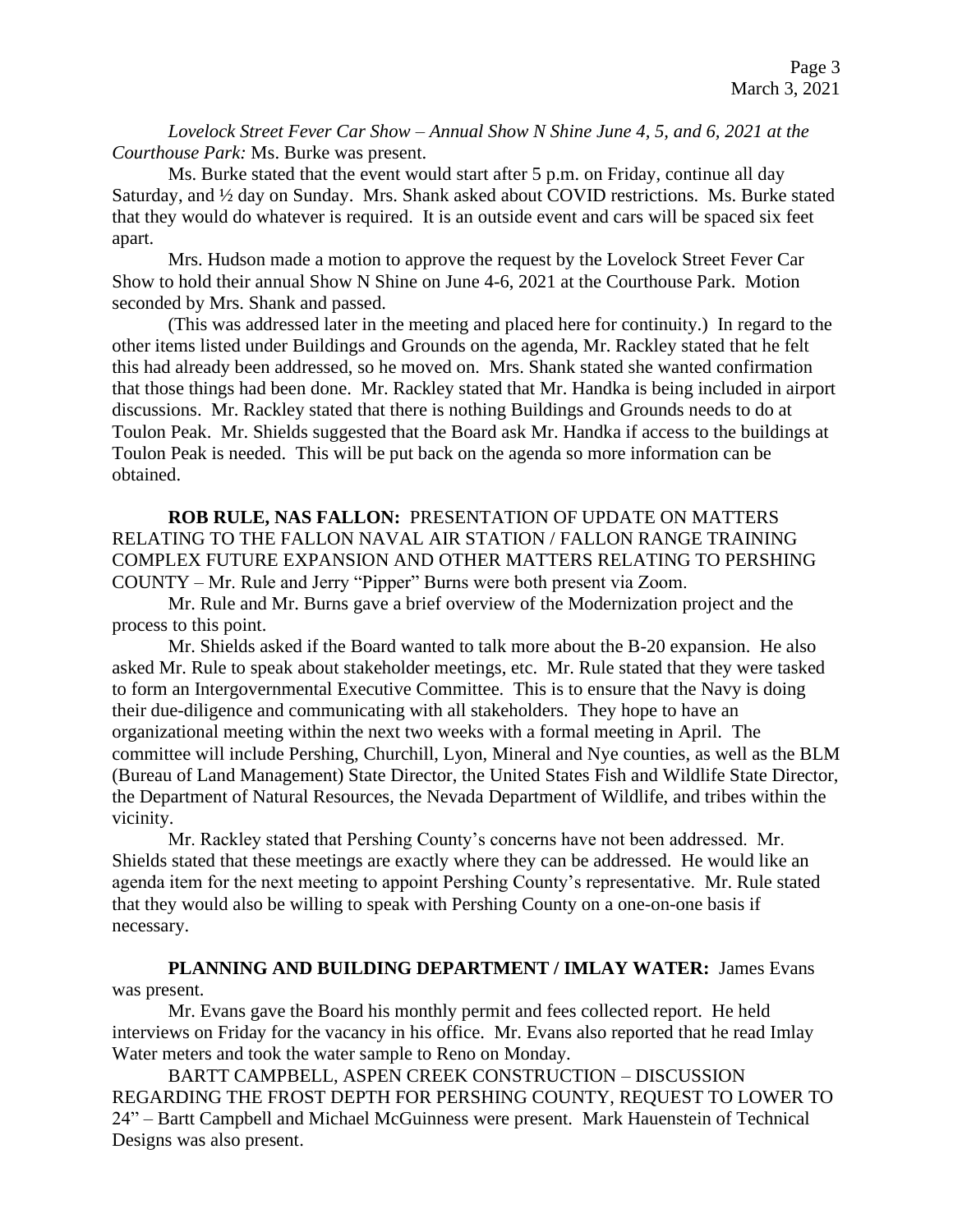*Lovelock Street Fever Car Show – Annual Show N Shine June 4, 5, and 6, 2021 at the Courthouse Park:* Ms. Burke was present.

Ms. Burke stated that the event would start after 5 p.m. on Friday, continue all day Saturday, and ½ day on Sunday. Mrs. Shank asked about COVID restrictions. Ms. Burke stated that they would do whatever is required. It is an outside event and cars will be spaced six feet apart.

Mrs. Hudson made a motion to approve the request by the Lovelock Street Fever Car Show to hold their annual Show N Shine on June 4-6, 2021 at the Courthouse Park. Motion seconded by Mrs. Shank and passed.

(This was addressed later in the meeting and placed here for continuity.) In regard to the other items listed under Buildings and Grounds on the agenda, Mr. Rackley stated that he felt this had already been addressed, so he moved on. Mrs. Shank stated she wanted confirmation that those things had been done. Mr. Rackley stated that Mr. Handka is being included in airport discussions. Mr. Rackley stated that there is nothing Buildings and Grounds needs to do at Toulon Peak. Mr. Shields suggested that the Board ask Mr. Handka if access to the buildings at Toulon Peak is needed. This will be put back on the agenda so more information can be obtained.

**ROB RULE, NAS FALLON:** PRESENTATION OF UPDATE ON MATTERS RELATING TO THE FALLON NAVAL AIR STATION / FALLON RANGE TRAINING COMPLEX FUTURE EXPANSION AND OTHER MATTERS RELATING TO PERSHING COUNTY – Mr. Rule and Jerry "Pipper" Burns were both present via Zoom.

Mr. Rule and Mr. Burns gave a brief overview of the Modernization project and the process to this point.

Mr. Shields asked if the Board wanted to talk more about the B-20 expansion. He also asked Mr. Rule to speak about stakeholder meetings, etc. Mr. Rule stated that they were tasked to form an Intergovernmental Executive Committee. This is to ensure that the Navy is doing their due-diligence and communicating with all stakeholders. They hope to have an organizational meeting within the next two weeks with a formal meeting in April. The committee will include Pershing, Churchill, Lyon, Mineral and Nye counties, as well as the BLM (Bureau of Land Management) State Director, the United States Fish and Wildlife State Director, the Department of Natural Resources, the Nevada Department of Wildlife, and tribes within the vicinity.

Mr. Rackley stated that Pershing County's concerns have not been addressed. Mr. Shields stated that these meetings are exactly where they can be addressed. He would like an agenda item for the next meeting to appoint Pershing County's representative. Mr. Rule stated that they would also be willing to speak with Pershing County on a one-on-one basis if necessary.

**PLANNING AND BUILDING DEPARTMENT / IMLAY WATER:** James Evans was present.

Mr. Evans gave the Board his monthly permit and fees collected report. He held interviews on Friday for the vacancy in his office. Mr. Evans also reported that he read Imlay Water meters and took the water sample to Reno on Monday.

BARTT CAMPBELL, ASPEN CREEK CONSTRUCTION – DISCUSSION REGARDING THE FROST DEPTH FOR PERSHING COUNTY, REQUEST TO LOWER TO 24" – Bartt Campbell and Michael McGuinness were present. Mark Hauenstein of Technical Designs was also present.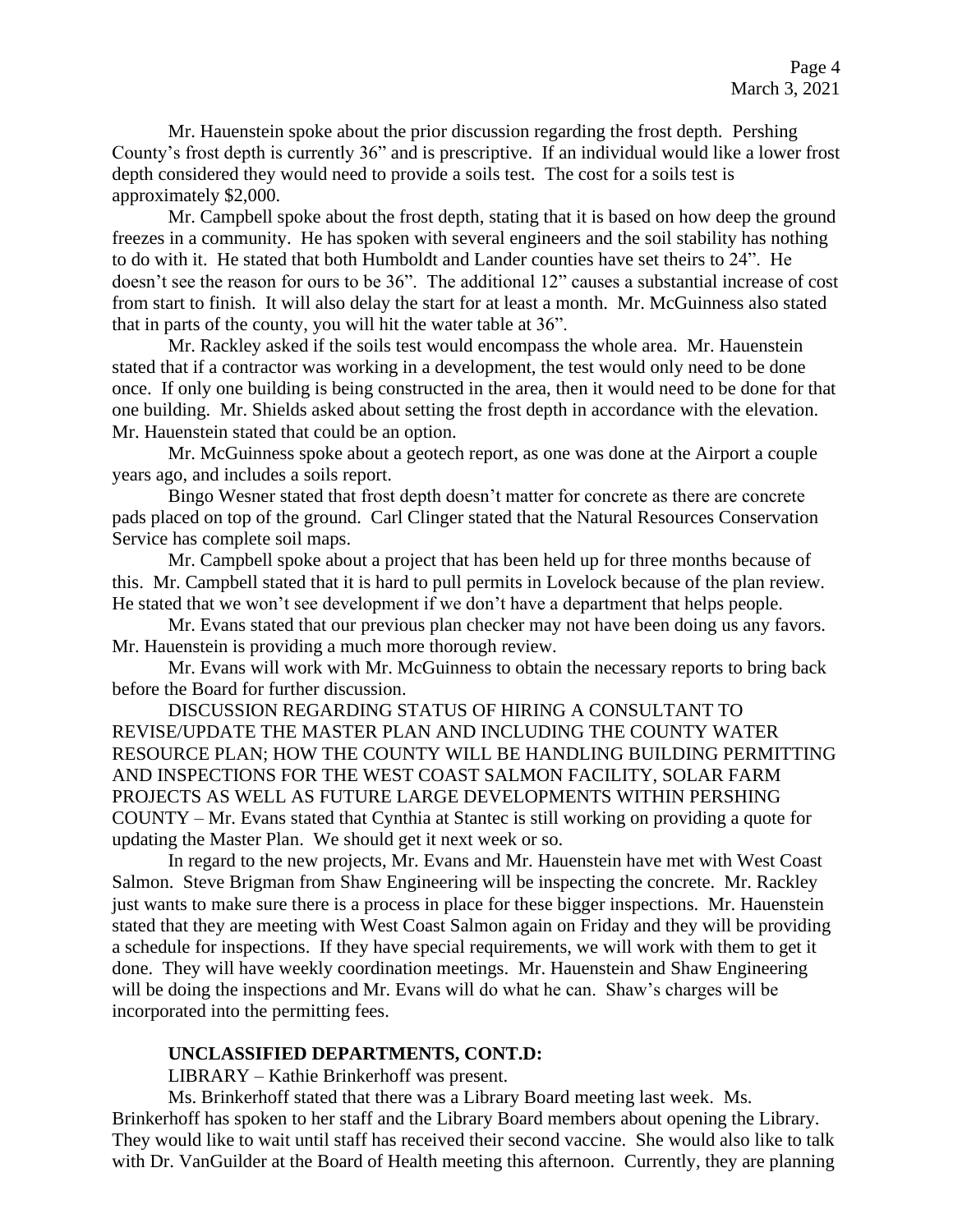Mr. Hauenstein spoke about the prior discussion regarding the frost depth. Pershing County's frost depth is currently 36" and is prescriptive. If an individual would like a lower frost depth considered they would need to provide a soils test. The cost for a soils test is approximately $2,000.

Mr. Campbell spoke about the frost depth, stating that it is based on how deep the ground freezes in a community. He has spoken with several engineers and the soil stability has nothing to do with it. He stated that both Humboldt and Lander counties have set theirs to 24". He doesn't see the reason for ours to be 36". The additional 12" causes a substantial increase of cost from start to finish. It will also delay the start for at least a month. Mr. McGuinness also stated that in parts of the county, you will hit the water table at 36".

Mr. Rackley asked if the soils test would encompass the whole area. Mr. Hauenstein stated that if a contractor was working in a development, the test would only need to be done once. If only one building is being constructed in the area, then it would need to be done for that one building. Mr. Shields asked about setting the frost depth in accordance with the elevation. Mr. Hauenstein stated that could be an option.

Mr. McGuinness spoke about a geotech report, as one was done at the Airport a couple years ago, and includes a soils report.

Bingo Wesner stated that frost depth doesn't matter for concrete as there are concrete pads placed on top of the ground. Carl Clinger stated that the Natural Resources Conservation Service has complete soil maps.

Mr. Campbell spoke about a project that has been held up for three months because of this. Mr. Campbell stated that it is hard to pull permits in Lovelock because of the plan review. He stated that we won't see development if we don't have a department that helps people.

Mr. Evans stated that our previous plan checker may not have been doing us any favors. Mr. Hauenstein is providing a much more thorough review.

Mr. Evans will work with Mr. McGuinness to obtain the necessary reports to bring back before the Board for further discussion.

DISCUSSION REGARDING STATUS OF HIRING A CONSULTANT TO REVISE/UPDATE THE MASTER PLAN AND INCLUDING THE COUNTY WATER RESOURCE PLAN; HOW THE COUNTY WILL BE HANDLING BUILDING PERMITTING AND INSPECTIONS FOR THE WEST COAST SALMON FACILITY, SOLAR FARM PROJECTS AS WELL AS FUTURE LARGE DEVELOPMENTS WITHIN PERSHING COUNTY – Mr. Evans stated that Cynthia at Stantec is still working on providing a quote for updating the Master Plan. We should get it next week or so.

In regard to the new projects, Mr. Evans and Mr. Hauenstein have met with West Coast Salmon. Steve Brigman from Shaw Engineering will be inspecting the concrete. Mr. Rackley just wants to make sure there is a process in place for these bigger inspections. Mr. Hauenstein stated that they are meeting with West Coast Salmon again on Friday and they will be providing a schedule for inspections. If they have special requirements, we will work with them to get it done. They will have weekly coordination meetings. Mr. Hauenstein and Shaw Engineering will be doing the inspections and Mr. Evans will do what he can. Shaw's charges will be incorporated into the permitting fees.

**UNCLASSIFIED DEPARTMENTS, CONT.D:**

LIBRARY – Kathie Brinkerhoff was present.

Ms. Brinkerhoff stated that there was a Library Board meeting last week. Ms. Brinkerhoff has spoken to her staff and the Library Board members about opening the Library. They would like to wait until staff has received their second vaccine. She would also like to talk with Dr. VanGuilder at the Board of Health meeting this afternoon. Currently, they are planning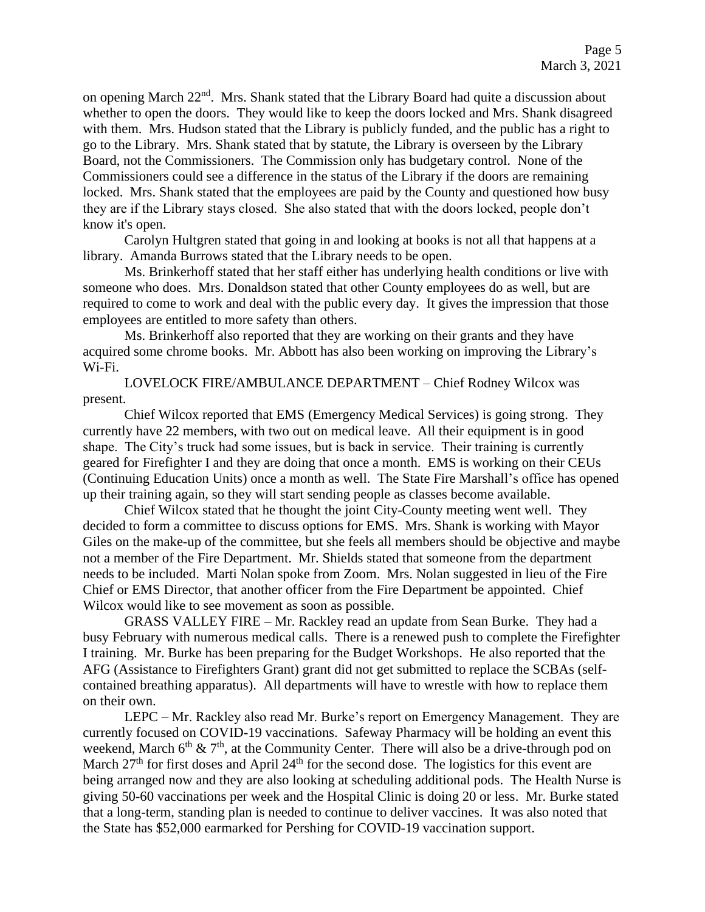on opening March 22nd. Mrs. Shank stated that the Library Board had quite a discussion about whether to open the doors. They would like to keep the doors locked and Mrs. Shank disagreed with them. Mrs. Hudson stated that the Library is publicly funded, and the public has a right to go to the Library. Mrs. Shank stated that by statute, the Library is overseen by the Library Board, not the Commissioners. The Commission only has budgetary control. None of the Commissioners could see a difference in the status of the Library if the doors are remaining locked. Mrs. Shank stated that the employees are paid by the County and questioned how busy they are if the Library stays closed. She also stated that with the doors locked, people don't know it's open.

Carolyn Hultgren stated that going in and looking at books is not all that happens at a library. Amanda Burrows stated that the Library needs to be open.

Ms. Brinkerhoff stated that her staff either has underlying health conditions or live with someone who does. Mrs. Donaldson stated that other County employees do as well, but are required to come to work and deal with the public every day. It gives the impression that those employees are entitled to more safety than others.

Ms. Brinkerhoff also reported that they are working on their grants and they have acquired some chrome books. Mr. Abbott has also been working on improving the Library's Wi-Fi.

LOVELOCK FIRE/AMBULANCE DEPARTMENT – Chief Rodney Wilcox was present.

Chief Wilcox reported that EMS (Emergency Medical Services) is going strong. They currently have 22 members, with two out on medical leave. All their equipment is in good shape. The City's truck had some issues, but is back in service. Their training is currently geared for Firefighter I and they are doing that once a month. EMS is working on their CEUs (Continuing Education Units) once a month as well. The State Fire Marshall's office has opened up their training again, so they will start sending people as classes become available.

Chief Wilcox stated that he thought the joint City-County meeting went well. They decided to form a committee to discuss options for EMS. Mrs. Shank is working with Mayor Giles on the make-up of the committee, but she feels all members should be objective and maybe not a member of the Fire Department. Mr. Shields stated that someone from the department needs to be included. Marti Nolan spoke from Zoom. Mrs. Nolan suggested in lieu of the Fire Chief or EMS Director, that another officer from the Fire Department be appointed. Chief Wilcox would like to see movement as soon as possible.

GRASS VALLEY FIRE – Mr. Rackley read an update from Sean Burke. They had a busy February with numerous medical calls. There is a renewed push to complete the Firefighter I training. Mr. Burke has been preparing for the Budget Workshops. He also reported that the AFG (Assistance to Firefighters Grant) grant did not get submitted to replace the SCBAs (self-contained breathing apparatus). All departments will have to wrestle with how to replace them on their own.

LEPC – Mr. Rackley also read Mr. Burke's report on Emergency Management. They are currently focused on COVID-19 vaccinations. Safeway Pharmacy will be holding an event this weekend, March 6th & 7th, at the Community Center. There will also be a drive-through pod on March 27th for first doses and April 24th for the second dose. The logistics for this event are being arranged now and they are also looking at scheduling additional pods. The Health Nurse is giving 50-60 vaccinations per week and the Hospital Clinic is doing 20 or less. Mr. Burke stated that a long-term, standing plan is needed to continue to deliver vaccines. It was also noted that the State has $52,000 earmarked for Pershing for COVID-19 vaccination support.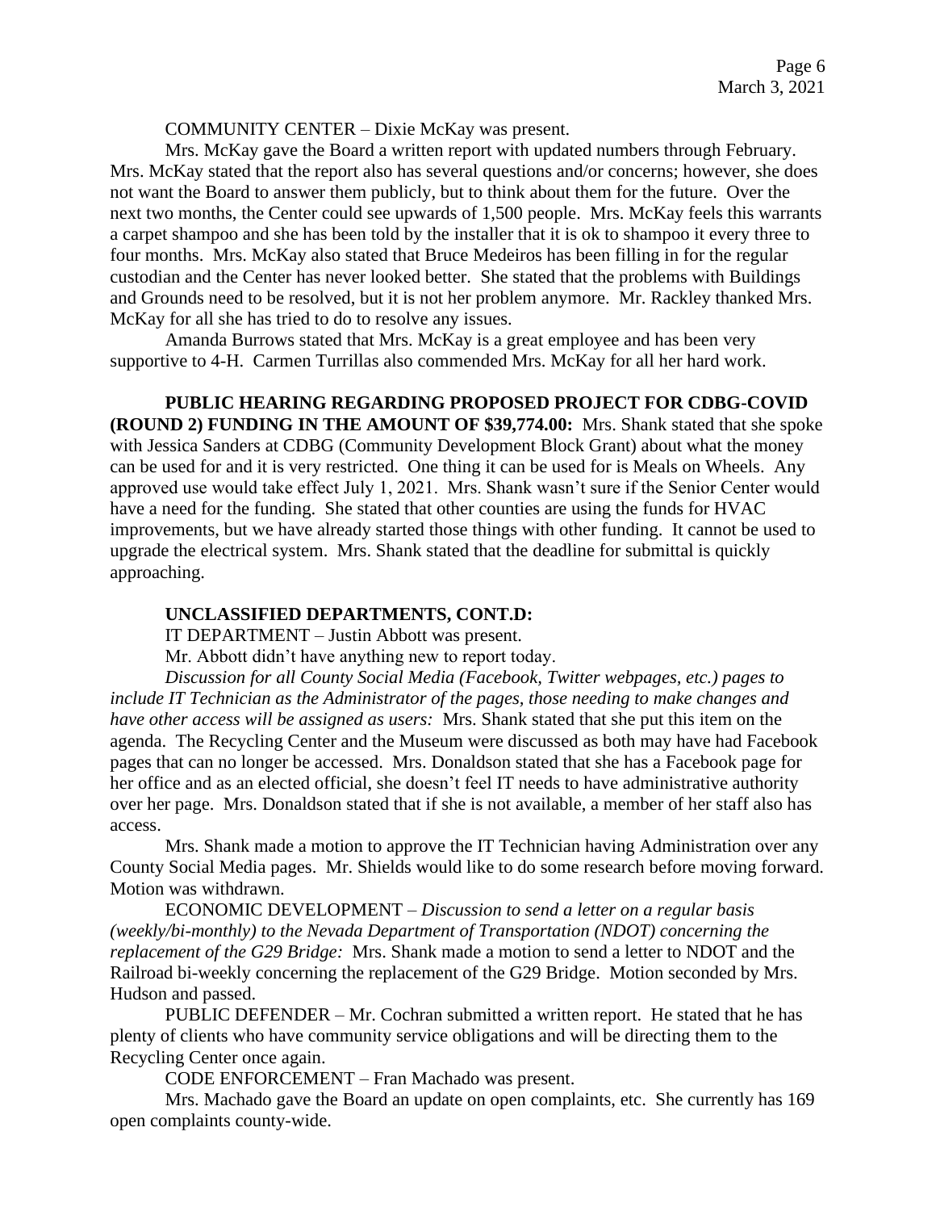COMMUNITY CENTER – Dixie McKay was present.

Mrs. McKay gave the Board a written report with updated numbers through February. Mrs. McKay stated that the report also has several questions and/or concerns; however, she does not want the Board to answer them publicly, but to think about them for the future. Over the next two months, the Center could see upwards of 1,500 people. Mrs. McKay feels this warrants a carpet shampoo and she has been told by the installer that it is ok to shampoo it every three to four months. Mrs. McKay also stated that Bruce Medeiros has been filling in for the regular custodian and the Center has never looked better. She stated that the problems with Buildings and Grounds need to be resolved, but it is not her problem anymore. Mr. Rackley thanked Mrs. McKay for all she has tried to do to resolve any issues.

Amanda Burrows stated that Mrs. McKay is a great employee and has been very supportive to 4-H. Carmen Turrillas also commended Mrs. McKay for all her hard work.

**PUBLIC HEARING REGARDING PROPOSED PROJECT FOR CDBG-COVID (ROUND 2) FUNDING IN THE AMOUNT OF $39,774.00:** Mrs. Shank stated that she spoke with Jessica Sanders at CDBG (Community Development Block Grant) about what the money can be used for and it is very restricted. One thing it can be used for is Meals on Wheels. Any approved use would take effect July 1, 2021. Mrs. Shank wasn't sure if the Senior Center would have a need for the funding. She stated that other counties are using the funds for HVAC improvements, but we have already started those things with other funding. It cannot be used to upgrade the electrical system. Mrs. Shank stated that the deadline for submittal is quickly approaching.

**UNCLASSIFIED DEPARTMENTS, CONT.D:**

IT DEPARTMENT – Justin Abbott was present.

Mr. Abbott didn't have anything new to report today.

*Discussion for all County Social Media (Facebook, Twitter webpages, etc.) pages to include IT Technician as the Administrator of the pages, those needing to make changes and have other access will be assigned as users:* Mrs. Shank stated that she put this item on the agenda. The Recycling Center and the Museum were discussed as both may have had Facebook pages that can no longer be accessed. Mrs. Donaldson stated that she has a Facebook page for her office and as an elected official, she doesn't feel IT needs to have administrative authority over her page. Mrs. Donaldson stated that if she is not available, a member of her staff also has access.

Mrs. Shank made a motion to approve the IT Technician having Administration over any County Social Media pages. Mr. Shields would like to do some research before moving forward. Motion was withdrawn.

ECONOMIC DEVELOPMENT – *Discussion to send a letter on a regular basis (weekly/bi-monthly) to the Nevada Department of Transportation (NDOT) concerning the replacement of the G29 Bridge:* Mrs. Shank made a motion to send a letter to NDOT and the Railroad bi-weekly concerning the replacement of the G29 Bridge. Motion seconded by Mrs. Hudson and passed.

PUBLIC DEFENDER – Mr. Cochran submitted a written report. He stated that he has plenty of clients who have community service obligations and will be directing them to the Recycling Center once again.

CODE ENFORCEMENT – Fran Machado was present.

Mrs. Machado gave the Board an update on open complaints, etc. She currently has 169 open complaints county-wide.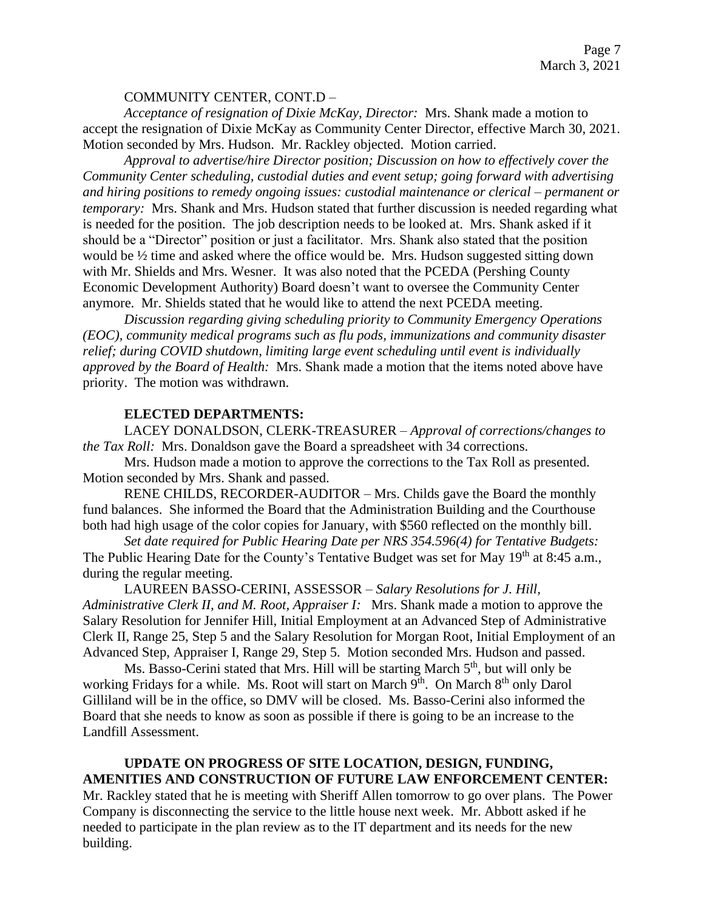COMMUNITY CENTER, CONT.D –

*Acceptance of resignation of Dixie McKay, Director:* Mrs. Shank made a motion to accept the resignation of Dixie McKay as Community Center Director, effective March 30, 2021. Motion seconded by Mrs. Hudson. Mr. Rackley objected. Motion carried.

*Approval to advertise/hire Director position; Discussion on how to effectively cover the Community Center scheduling, custodial duties and event setup; going forward with advertising and hiring positions to remedy ongoing issues: custodial maintenance or clerical – permanent or temporary:* Mrs. Shank and Mrs. Hudson stated that further discussion is needed regarding what is needed for the position. The job description needs to be looked at. Mrs. Shank asked if it should be a "Director" position or just a facilitator. Mrs. Shank also stated that the position would be ½ time and asked where the office would be. Mrs. Hudson suggested sitting down with Mr. Shields and Mrs. Wesner. It was also noted that the PCEDA (Pershing County Economic Development Authority) Board doesn't want to oversee the Community Center anymore. Mr. Shields stated that he would like to attend the next PCEDA meeting.

*Discussion regarding giving scheduling priority to Community Emergency Operations (EOC), community medical programs such as flu pods, immunizations and community disaster relief; during COVID shutdown, limiting large event scheduling until event is individually approved by the Board of Health:* Mrs. Shank made a motion that the items noted above have priority. The motion was withdrawn.

**ELECTED DEPARTMENTS:**

LACEY DONALDSON, CLERK-TREASURER – *Approval of corrections/changes to the Tax Roll:* Mrs. Donaldson gave the Board a spreadsheet with 34 corrections.

Mrs. Hudson made a motion to approve the corrections to the Tax Roll as presented. Motion seconded by Mrs. Shank and passed.

RENE CHILDS, RECORDER-AUDITOR – Mrs. Childs gave the Board the monthly fund balances. She informed the Board that the Administration Building and the Courthouse both had high usage of the color copies for January, with $560 reflected on the monthly bill.

*Set date required for Public Hearing Date per NRS 354.596(4) for Tentative Budgets:* The Public Hearing Date for the County's Tentative Budget was set for May 19th at 8:45 a.m., during the regular meeting.

LAUREEN BASSO-CERINI, ASSESSOR – *Salary Resolutions for J. Hill, Administrative Clerk II, and M. Root, Appraiser I:* Mrs. Shank made a motion to approve the Salary Resolution for Jennifer Hill, Initial Employment at an Advanced Step of Administrative Clerk II, Range 25, Step 5 and the Salary Resolution for Morgan Root, Initial Employment of an Advanced Step, Appraiser I, Range 29, Step 5. Motion seconded Mrs. Hudson and passed.

Ms. Basso-Cerini stated that Mrs. Hill will be starting March 5th, but will only be working Fridays for a while. Ms. Root will start on March 9th. On March 8th only Darol Gilliland will be in the office, so DMV will be closed. Ms. Basso-Cerini also informed the Board that she needs to know as soon as possible if there is going to be an increase to the Landfill Assessment.

**UPDATE ON PROGRESS OF SITE LOCATION, DESIGN, FUNDING, AMENITIES AND CONSTRUCTION OF FUTURE LAW ENFORCEMENT CENTER:** Mr. Rackley stated that he is meeting with Sheriff Allen tomorrow to go over plans. The Power Company is disconnecting the service to the little house next week. Mr. Abbott asked if he needed to participate in the plan review as to the IT department and its needs for the new building.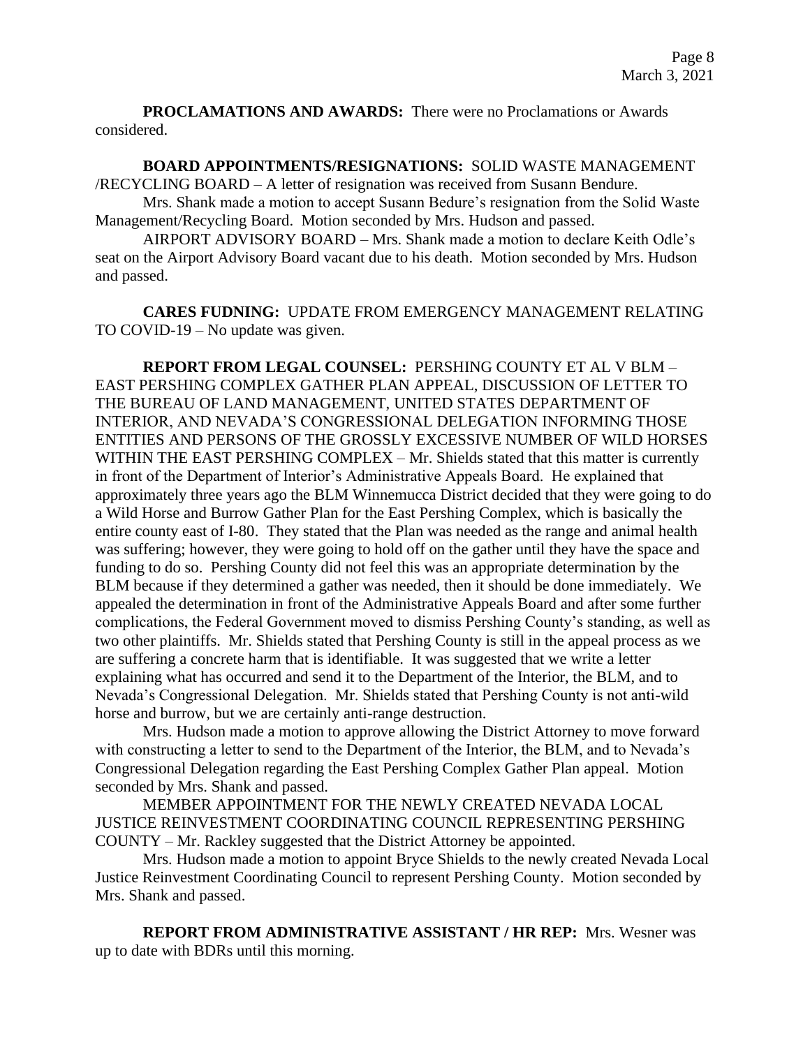**PROCLAMATIONS AND AWARDS:** There were no Proclamations or Awards considered.

**BOARD APPOINTMENTS/RESIGNATIONS:** SOLID WASTE MANAGEMENT /RECYCLING BOARD – A letter of resignation was received from Susann Bendure.

Mrs. Shank made a motion to accept Susann Bedure's resignation from the Solid Waste Management/Recycling Board. Motion seconded by Mrs. Hudson and passed.

AIRPORT ADVISORY BOARD – Mrs. Shank made a motion to declare Keith Odle's seat on the Airport Advisory Board vacant due to his death. Motion seconded by Mrs. Hudson and passed.

**CARES FUDNING:** UPDATE FROM EMERGENCY MANAGEMENT RELATING TO COVID-19 – No update was given.

**REPORT FROM LEGAL COUNSEL:** PERSHING COUNTY ET AL V BLM – EAST PERSHING COMPLEX GATHER PLAN APPEAL, DISCUSSION OF LETTER TO THE BUREAU OF LAND MANAGEMENT, UNITED STATES DEPARTMENT OF INTERIOR, AND NEVADA'S CONGRESSIONAL DELEGATION INFORMING THOSE ENTITIES AND PERSONS OF THE GROSSLY EXCESSIVE NUMBER OF WILD HORSES WITHIN THE EAST PERSHING COMPLEX – Mr. Shields stated that this matter is currently in front of the Department of Interior's Administrative Appeals Board. He explained that approximately three years ago the BLM Winnemucca District decided that they were going to do a Wild Horse and Burrow Gather Plan for the East Pershing Complex, which is basically the entire county east of I-80. They stated that the Plan was needed as the range and animal health was suffering; however, they were going to hold off on the gather until they have the space and funding to do so. Pershing County did not feel this was an appropriate determination by the BLM because if they determined a gather was needed, then it should be done immediately. We appealed the determination in front of the Administrative Appeals Board and after some further complications, the Federal Government moved to dismiss Pershing County's standing, as well as two other plaintiffs. Mr. Shields stated that Pershing County is still in the appeal process as we are suffering a concrete harm that is identifiable. It was suggested that we write a letter explaining what has occurred and send it to the Department of the Interior, the BLM, and to Nevada's Congressional Delegation. Mr. Shields stated that Pershing County is not anti-wild horse and burrow, but we are certainly anti-range destruction.

Mrs. Hudson made a motion to approve allowing the District Attorney to move forward with constructing a letter to send to the Department of the Interior, the BLM, and to Nevada's Congressional Delegation regarding the East Pershing Complex Gather Plan appeal. Motion seconded by Mrs. Shank and passed.

MEMBER APPOINTMENT FOR THE NEWLY CREATED NEVADA LOCAL JUSTICE REINVESTMENT COORDINATING COUNCIL REPRESENTING PERSHING COUNTY – Mr. Rackley suggested that the District Attorney be appointed.

Mrs. Hudson made a motion to appoint Bryce Shields to the newly created Nevada Local Justice Reinvestment Coordinating Council to represent Pershing County. Motion seconded by Mrs. Shank and passed.

**REPORT FROM ADMINISTRATIVE ASSISTANT / HR REP:** Mrs. Wesner was up to date with BDRs until this morning.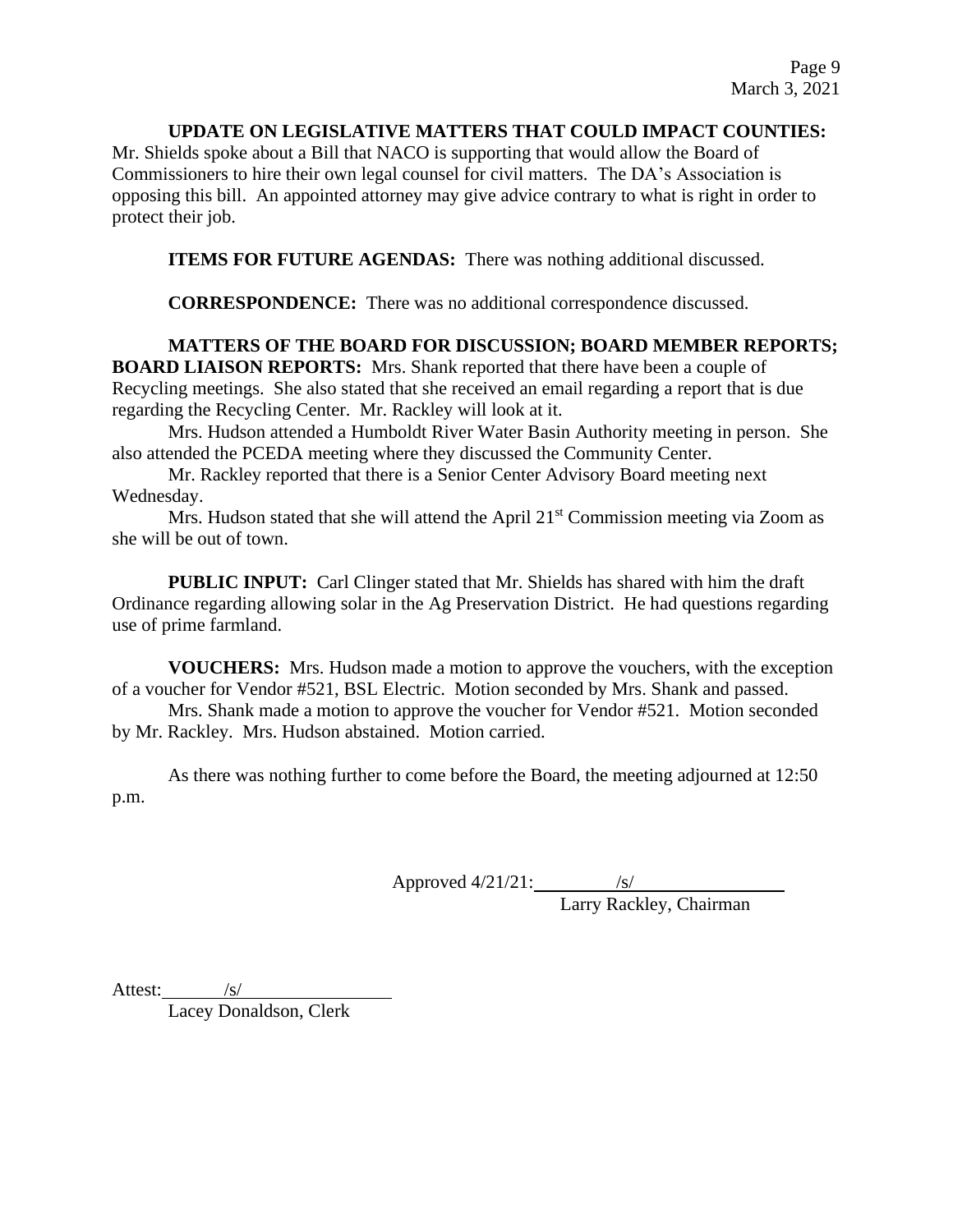**UPDATE ON LEGISLATIVE MATTERS THAT COULD IMPACT COUNTIES:** Mr. Shields spoke about a Bill that NACO is supporting that would allow the Board of Commissioners to hire their own legal counsel for civil matters. The DA's Association is opposing this bill. An appointed attorney may give advice contrary to what is right in order to protect their job.

**ITEMS FOR FUTURE AGENDAS:** There was nothing additional discussed.

**CORRESPONDENCE:** There was no additional correspondence discussed.

**MATTERS OF THE BOARD FOR DISCUSSION; BOARD MEMBER REPORTS; BOARD LIAISON REPORTS:** Mrs. Shank reported that there have been a couple of Recycling meetings. She also stated that she received an email regarding a report that is due regarding the Recycling Center. Mr. Rackley will look at it.

Mrs. Hudson attended a Humboldt River Water Basin Authority meeting in person. She also attended the PCEDA meeting where they discussed the Community Center.

Mr. Rackley reported that there is a Senior Center Advisory Board meeting next Wednesday.

Mrs. Hudson stated that she will attend the April 21st Commission meeting via Zoom as she will be out of town.

**PUBLIC INPUT:** Carl Clinger stated that Mr. Shields has shared with him the draft Ordinance regarding allowing solar in the Ag Preservation District. He had questions regarding use of prime farmland.

**VOUCHERS:** Mrs. Hudson made a motion to approve the vouchers, with the exception of a voucher for Vendor #521, BSL Electric. Motion seconded by Mrs. Shank and passed.

Mrs. Shank made a motion to approve the voucher for Vendor #521. Motion seconded by Mr. Rackley. Mrs. Hudson abstained. Motion carried.

As there was nothing further to come before the Board, the meeting adjourned at 12:50 p.m.

Approved 4/21/21: /s/
Larry Rackley, Chairman

Attest: /s/
Lacey Donaldson, Clerk